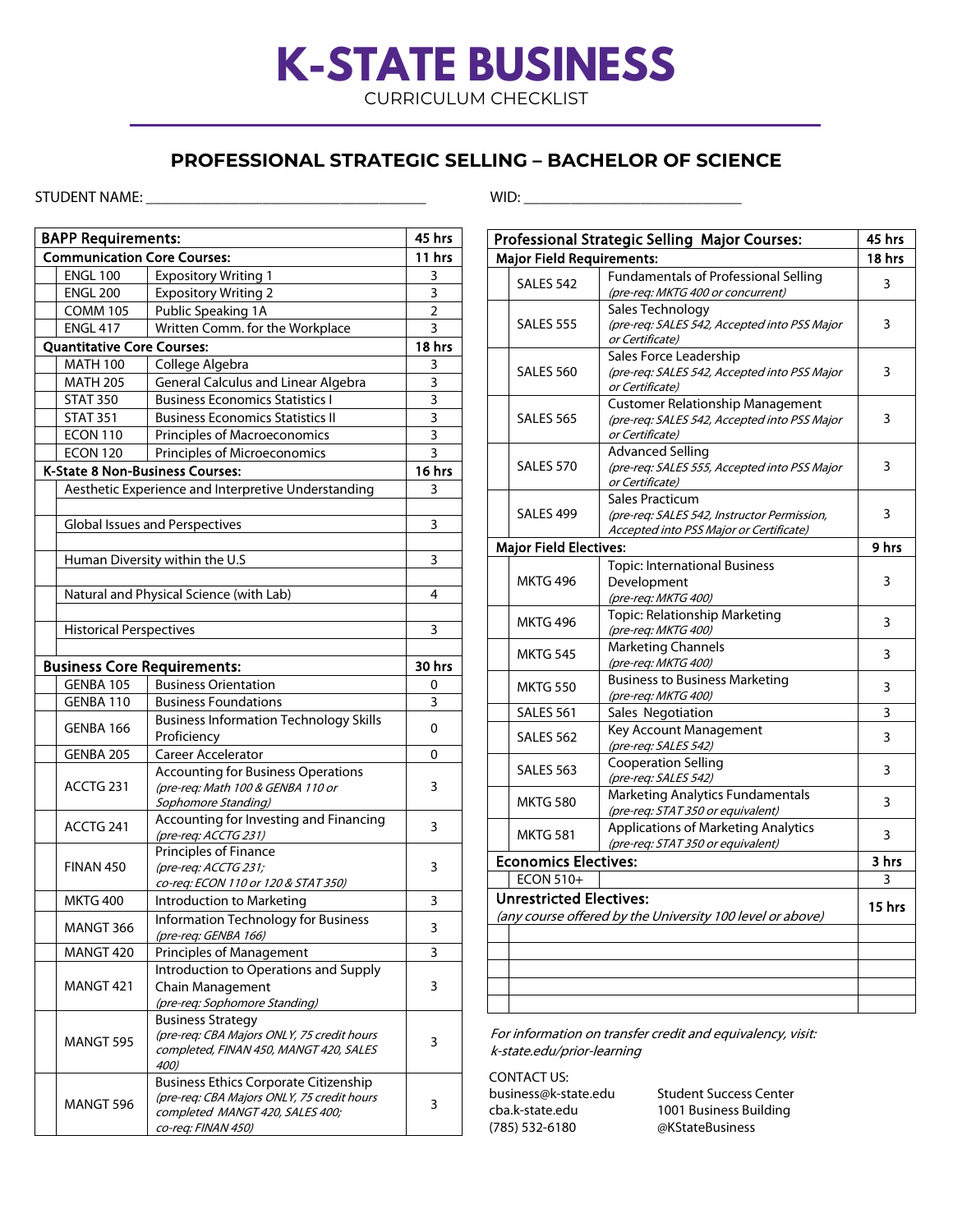# K-STATE BUSINESS

CURRICULUM CHECKLIST

## PROFESSIONAL STRATEGIC SELLING – BACHELOR OF SCIENCE

STUDENT NAME: ______________________________________ WID: ____________________________

| | **BAPP Requirements:** | | **45 hrs** |
|---|---|---|---|
| | **Communication Core Courses:** | | **11 hrs** |
| | ENGL 100 | Expository Writing 1 | 3 |
| | ENGL 200 | Expository Writing 2 | 3 |
| | COMM 105 | Public Speaking 1A | 2 |
| | ENGL 417 | Written Comm. for the Workplace | 3 |
| | **Quantitative Core Courses:** | | **18 hrs** |
| | MATH 100 | College Algebra | 3 |
| | MATH 205 | General Calculus and Linear Algebra | 3 |
| | STAT 350 | Business Economics Statistics I | 3 |
| | STAT 351 | Business Economics Statistics II | 3 |
| | ECON 110 | Principles of Macroeconomics | 3 |
| | ECON 120 | Principles of Microeconomics | 3 |
| | **K-State 8 Non-Business Courses:** | | **16 hrs** |
| | Aesthetic Experience and Interpretive Understanding | | 3 |
| | | | |
| | Global Issues and Perspectives | | 3 |
| | | | |
| | Human Diversity within the U.S | | 3 |
| | | | |
| | Natural and Physical Science (with Lab) | | 4 |
| | | | |
| | Historical Perspectives | | 3 |
| | | | |
| | **Business Core Requirements:** | | **30 hrs** |
| | GENBA 105 | Business Orientation | 0 |
| | GENBA 110 | Business Foundations | 3 |
| | GENBA 166 | Business Information Technology Skills Proficiency | 0 |
| | GENBA 205 | Career Accelerator | 0 |
| | ACCTG 231 | Accounting for Business Operations *(pre-req: Math 100 & GENBA 110 or Sophomore Standing)* | 3 |
| | ACCTG 241 | Accounting for Investing and Financing *(pre-req: ACCTG 231)* | 3 |
| | FINAN 450 | Principles of Finance *(pre-req: ACCTG 231; co-req: ECON 110 or 120 & STAT 350)* | 3 |
| | MKTG 400 | Introduction to Marketing | 3 |
| | MANGT 366 | Information Technology for Business *(pre-req: GENBA 166)* | 3 |
| | MANGT 420 | Principles of Management | 3 |
| | MANGT 421 | Introduction to Operations and Supply Chain Management *(pre-req: Sophomore Standing)* | 3 |
| | MANGT 595 | Business Strategy *(pre-req: CBA Majors ONLY, 75 credit hours completed, FINAN 450, MANGT 420, SALES 400)* | 3 |
| | MANGT 596 | Business Ethics Corporate Citizenship *(pre-req: CBA Majors ONLY, 75 credit hours completed MANGT 420, SALES 400; co-req: FINAN 450)* | 3 |

| | **Professional Strategic Selling Major Courses:** | | **45 hrs** |
|---|---|---|---|
| | **Major Field Requirements:** | | **18 hrs** |
| | SALES 542 | Fundamentals of Professional Selling *(pre-req: MKTG 400 or concurrent)* | 3 |
| | SALES 555 | Sales Technology *(pre-req: SALES 542, Accepted into PSS Major or Certificate)* | 3 |
| | SALES 560 | Sales Force Leadership *(pre-req: SALES 542, Accepted into PSS Major or Certificate)* | 3 |
| | SALES 565 | Customer Relationship Management *(pre-req: SALES 542, Accepted into PSS Major or Certificate)* | 3 |
| | SALES 570 | Advanced Selling *(pre-req: SALES 555, Accepted into PSS Major or Certificate)* | 3 |
| | SALES 499 | Sales Practicum *(pre-req: SALES 542, Instructor Permission, Accepted into PSS Major or Certificate)* | 3 |
| | **Major Field Electives:** | | **9 hrs** |
| | MKTG 496 | Topic: International Business Development *(pre-req: MKTG 400)* | 3 |
| | MKTG 496 | Topic: Relationship Marketing *(pre-req: MKTG 400)* | 3 |
| | MKTG 545 | Marketing Channels *(pre-req: MKTG 400)* | 3 |
| | MKTG 550 | Business to Business Marketing *(pre-req: MKTG 400)* | 3 |
| | SALES 561 | Sales Negotiation | 3 |
| | SALES 562 | Key Account Management *(pre-req: SALES 542)* | 3 |
| | SALES 563 | Cooperation Selling *(pre-req: SALES 542)* | 3 |
| | MKTG 580 | Marketing Analytics Fundamentals *(pre-req: STAT 350 or equivalent)* | 3 |
| | MKTG 581 | Applications of Marketing Analytics *(pre-req: STAT 350 or equivalent)* | 3 |
| | **Economics Electives:** | | **3 hrs** |
| | ECON 510+ | | 3 |
| | **Unrestricted Electives:** *(any course offered by the University 100 level or above)* | | **15 hrs** |
| | | | |
| | | | |
| | | | |
| | | | |
| | | | |

*For information on transfer credit and equivalency, visit: k-state.edu/prior-learning*

CONTACT US:
business@k-state.edu
cba.k-state.edu
(785) 532-6180

Student Success Center
1001 Business Building
@KStateBusiness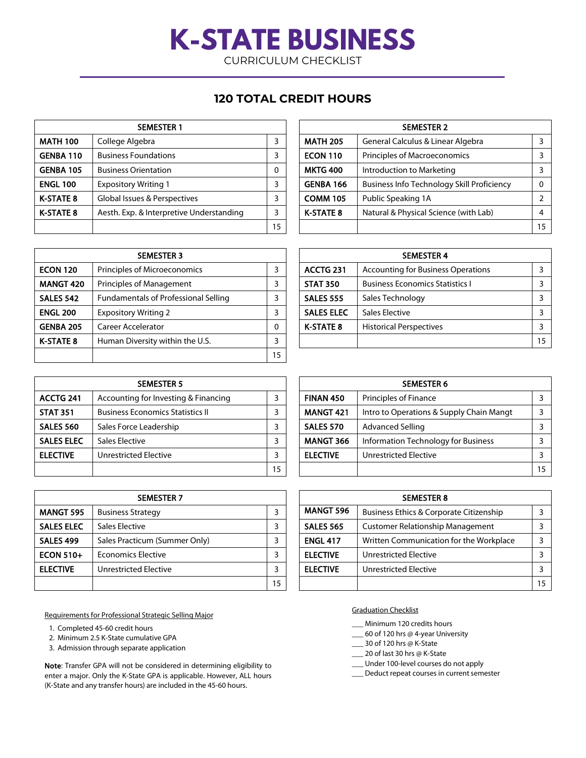# K-STATE BUSINESS

CURRICULUM CHECKLIST

## 120 TOTAL CREDIT HOURS

| SEMESTER 1 | | |
|---|---|---|
| **MATH 100** | College Algebra | 3 |
| **GENBA 110** | Business Foundations | 3 |
| **GENBA 105** | Business Orientation | 0 |
| **ENGL 100** | Expository Writing 1 | 3 |
| **K-STATE 8** | Global Issues & Perspectives | 3 |
| **K-STATE 8** | Aesth. Exp. & Interpretive Understanding | 3 |
| | | 15 |

| SEMESTER 2 | | |
|---|---|---|
| **MATH 205** | General Calculus & Linear Algebra | 3 |
| **ECON 110** | Principles of Macroeconomics | 3 |
| **MKTG 400** | Introduction to Marketing | 3 |
| **GENBA 166** | Business Info Technology Skill Proficiency | 0 |
| **COMM 105** | Public Speaking 1A | 2 |
| **K-STATE 8** | Natural & Physical Science (with Lab) | 4 |
| | | 15 |

| SEMESTER 3 | | |
|---|---|---|
| **ECON 120** | Principles of Microeconomics | 3 |
| **MANGT 420** | Principles of Management | 3 |
| **SALES 542** | Fundamentals of Professional Selling | 3 |
| **ENGL 200** | Expository Writing 2 | 3 |
| **GENBA 205** | Career Accelerator | 0 |
| **K-STATE 8** | Human Diversity within the U.S. | 3 |
| | | 15 |

| SEMESTER 4 | | |
|---|---|---|
| **ACCTG 231** | Accounting for Business Operations | 3 |
| **STAT 350** | Business Economics Statistics I | 3 |
| **SALES 555** | Sales Technology | 3 |
| **SALES ELEC** | Sales Elective | 3 |
| **K-STATE 8** | Historical Perspectives | 3 |
| | | 15 |

| SEMESTER 5 | | |
|---|---|---|
| **ACCTG 241** | Accounting for Investing & Financing | 3 |
| **STAT 351** | Business Economics Statistics II | 3 |
| **SALES 560** | Sales Force Leadership | 3 |
| **SALES ELEC** | Sales Elective | 3 |
| **ELECTIVE** | Unrestricted Elective | 3 |
| | | 15 |

| SEMESTER 6 | | |
|---|---|---|
| **FINAN 450** | Principles of Finance | 3 |
| **MANGT 421** | Intro to Operations & Supply Chain Mangt | 3 |
| **SALES 570** | Advanced Selling | 3 |
| **MANGT 366** | Information Technology for Business | 3 |
| **ELECTIVE** | Unrestricted Elective | 3 |
| | | 15 |

| SEMESTER 7 | | |
|---|---|---|
| **MANGT 595** | Business Strategy | 3 |
| **SALES ELEC** | Sales Elective | 3 |
| **SALES 499** | Sales Practicum (Summer Only) | 3 |
| **ECON 510+** | Economics Elective | 3 |
| **ELECTIVE** | Unrestricted Elective | 3 |
| | | 15 |

| SEMESTER 8 | | |
|---|---|---|
| **MANGT 596** | Business Ethics & Corporate Citizenship | 3 |
| **SALES 565** | Customer Relationship Management | 3 |
| **ENGL 417** | Written Communication for the Workplace | 3 |
| **ELECTIVE** | Unrestricted Elective | 3 |
| **ELECTIVE** | Unrestricted Elective | 3 |
| | | 15 |

Requirements for Professional Strategic Selling Major

1. Completed 45-60 credit hours
2. Minimum 2.5 K-State cumulative GPA
3. Admission through separate application

**Note**: Transfer GPA will not be considered in determining eligibility to enter a major. Only the K-State GPA is applicable. However, ALL hours (K-State and any transfer hours) are included in the 45-60 hours.

Graduation Checklist

___ Minimum 120 credits hours
___ 60 of 120 hrs @ 4-year University
___ 30 of 120 hrs @ K-State
___ 20 of last 30 hrs @ K-State
___ Under 100-level courses do not apply
___ Deduct repeat courses in current semester